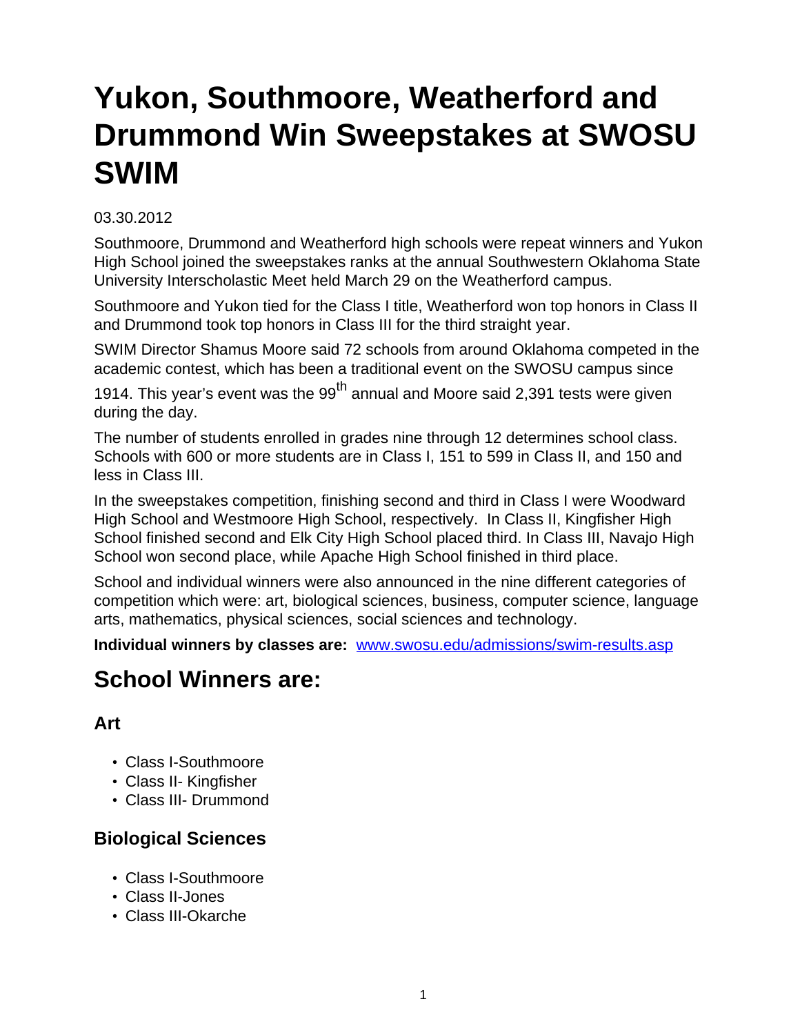# Yukon, Southmoore, Weatherford and Drummond Win Sweepstakes at SWOSU SWIM

03.30.2012

Southmoore, Drummond and Weatherford high schools were repeat winners and Yukon High School joined the sweepstakes ranks at the annual Southwestern Oklahoma State University Interscholastic Meet held March 29 on the Weatherford campus.

Southmoore and Yukon tied for the Class I title, Weatherford won top honors in Class II and Drummond took top honors in Class III for the third straight year.

SWIM Director Shamus Moore said 72 schools from around Oklahoma competed in the academic contest, which has been a traditional event on the SWOSU campus since 1914. This year's event was the 99th annual and Moore said 2,391 tests were given during the day.

The number of students enrolled in grades nine through 12 determines school class. Schools with 600 or more students are in Class I, 151 to 599 in Class II, and 150 and less in Class III.

In the sweepstakes competition, finishing second and third in Class I were Woodward High School and Westmoore High School, respectively. In Class II, Kingfisher High School finished second and Elk City High School placed third. In Class III, Navajo High School won second place, while Apache High School finished in third place.

School and individual winners were also announced in the nine different categories of competition which were: art, biological sciences, business, computer science, language arts, mathematics, physical sciences, social sciences and technology.

**Individual winners by classes are:** [www.swosu.edu/admissions/swim-results.asp](www.swosu.edu/admissions/swim-results.asp)

## School Winners are:

### Art

- Class I-Southmoore
- Class II- Kingfisher
- Class III- Drummond

### Biological Sciences

- Class I-Southmoore
- Class II-Jones
- Class III-Okarche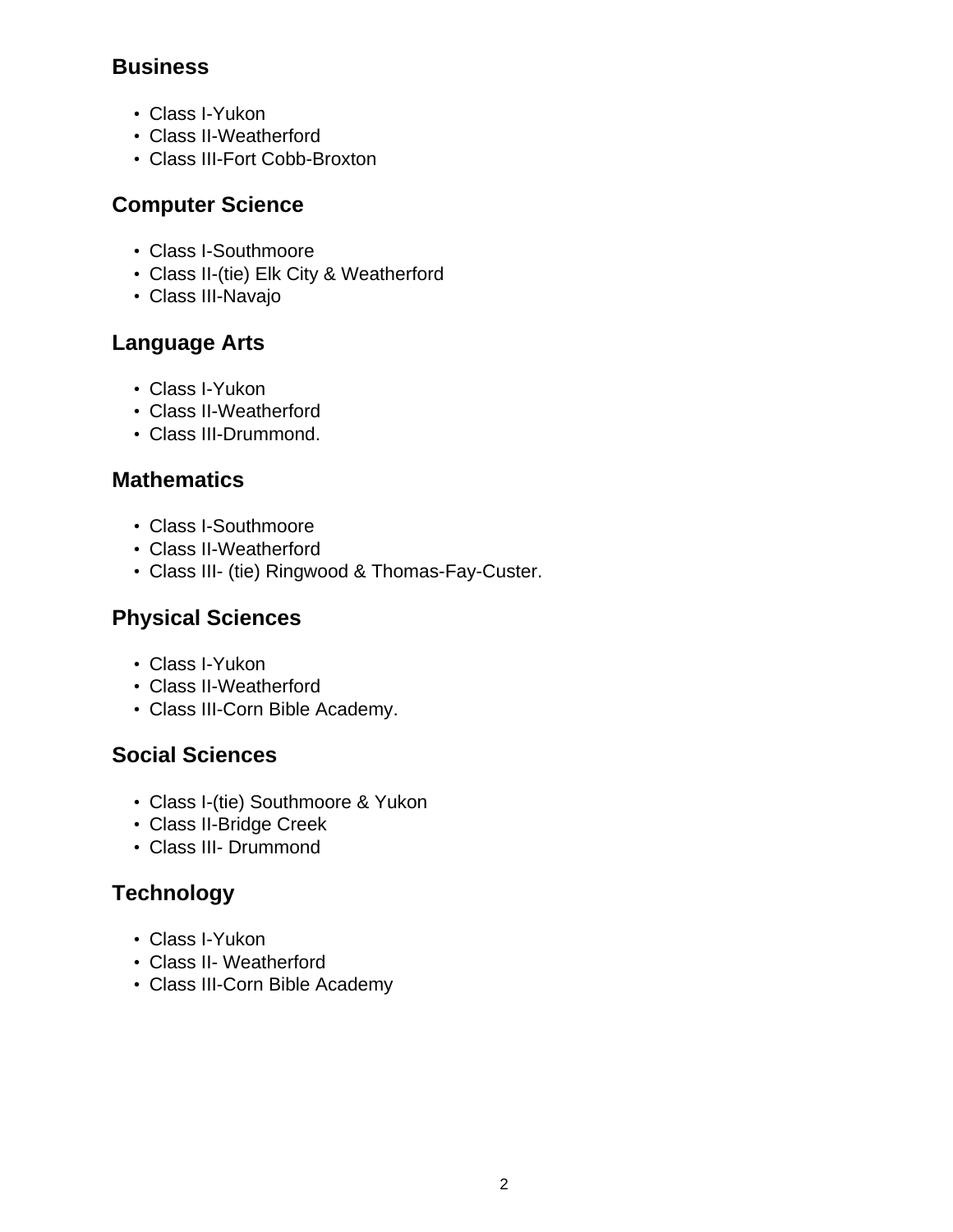## Business

- Class I-Yukon
- Class II-Weatherford
- Class III-Fort Cobb-Broxton

## Computer Science

- Class I-Southmoore
- Class II-(tie) Elk City & Weatherford
- Class III-Navajo

## Language Arts

- Class I-Yukon
- Class II-Weatherford
- Class III-Drummond.

## Mathematics

- Class I-Southmoore
- Class II-Weatherford
- Class III- (tie) Ringwood & Thomas-Fay-Custer.

## Physical Sciences

- Class I-Yukon
- Class II-Weatherford
- Class III-Corn Bible Academy.

## Social Sciences

- Class I-(tie) Southmoore & Yukon
- Class II-Bridge Creek
- Class III- Drummond

## Technology

- Class I-Yukon
- Class II- Weatherford
- Class III-Corn Bible Academy